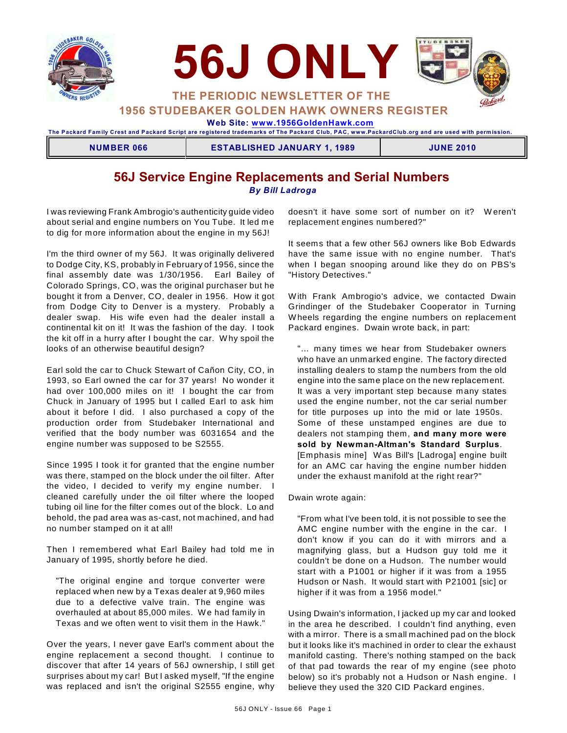# 56J ONLY

## THE PERIODIC NEWSLETTER OF THE 1956 STUDEBAKER GOLDEN HAWK OWNERS REGISTER

**Web Site: www.1956GoldenHawk.com**

**The Packard Family Crest and Packard Script are registered trademarks of The Packard Club, PAC, www.PackardClub.org and are used with permission.**

| NUMBER 066 | ESTABLISHED JANUARY 1, 1989 | JUNE 2010 |
|---|---|---|

## 56J Service Engine Replacements and Serial Numbers

***By Bill Ladroga***

I was reviewing Frank Ambrogio's authenticity guide video about serial and engine numbers on You Tube. It led me to dig for more information about the engine in my 56J!

I'm the third owner of my 56J. It was originally delivered to Dodge City, KS, probably in February of 1956, since the final assembly date was 1/30/1956. Earl Bailey of Colorado Springs, CO, was the original purchaser but he bought it from a Denver, CO, dealer in 1956. How it got from Dodge City to Denver is a mystery. Probably a dealer swap. His wife even had the dealer install a continental kit on it! It was the fashion of the day. I took the kit off in a hurry after I bought the car. Why spoil the looks of an otherwise beautiful design?

Earl sold the car to Chuck Stewart of Cañon City, CO, in 1993, so Earl owned the car for 37 years! No wonder it had over 100,000 miles on it! I bought the car from Chuck in January of 1995 but I called Earl to ask him about it before I did. I also purchased a copy of the production order from Studebaker International and verified that the body number was 6031654 and the engine number was supposed to be S2555.

Since 1995 I took it for granted that the engine number was there, stamped on the block under the oil filter. After the video, I decided to verify my engine number. I cleaned carefully under the oil filter where the looped tubing oil line for the filter comes out of the block. Lo and behold, the pad area was as-cast, not machined, and had no number stamped on it at all!

Then I remembered what Earl Bailey had told me in January of 1995, shortly before he died.

> "The original engine and torque converter were replaced when new by a Texas dealer at 9,960 miles due to a defective valve train. The engine was overhauled at about 85,000 miles. We had family in Texas and we often went to visit them in the Hawk."

Over the years, I never gave Earl's comment about the engine replacement a second thought. I continue to discover that after 14 years of 56J ownership, I still get surprises about my car! But I asked myself, "If the engine was replaced and isn't the original S2555 engine, why doesn't it have some sort of number on it? Weren't replacement engines numbered?"

It seems that a few other 56J owners like Bob Edwards have the same issue with no engine number. That's when I began snooping around like they do on PBS's "History Detectives."

With Frank Ambrogio's advice, we contacted Dwain Grindinger of the Studebaker Cooperator in Turning Wheels regarding the engine numbers on replacement Packard engines. Dwain wrote back, in part:

> "... many times we hear from Studebaker owners who have an unmarked engine. The factory directed installing dealers to stamp the numbers from the old engine into the same place on the new replacement. It was a very important step because many states used the engine number, not the car serial number for title purposes up into the mid or late 1950s. Some of these unstamped engines are due to dealers not stamping them, **and many more were sold by Newman-Altman's Standard Surplus**. [Emphasis mine] Was Bill's [Ladroga] engine built for an AMC car having the engine number hidden under the exhaust manifold at the right rear?"

Dwain wrote again:

> "From what I've been told, it is not possible to see the AMC engine number with the engine in the car. I don't know if you can do it with mirrors and a magnifying glass, but a Hudson guy told me it couldn't be done on a Hudson. The number would start with a P1001 or higher if it was from a 1955 Hudson or Nash. It would start with P21001 [sic] or higher if it was from a 1956 model."

Using Dwain's information, I jacked up my car and looked in the area he described. I couldn't find anything, even with a mirror. There is a small machined pad on the block but it looks like it's machined in order to clear the exhaust manifold casting. There's nothing stamped on the back of that pad towards the rear of my engine (see photo below) so it's probably not a Hudson or Nash engine. I believe they used the 320 CID Packard engines.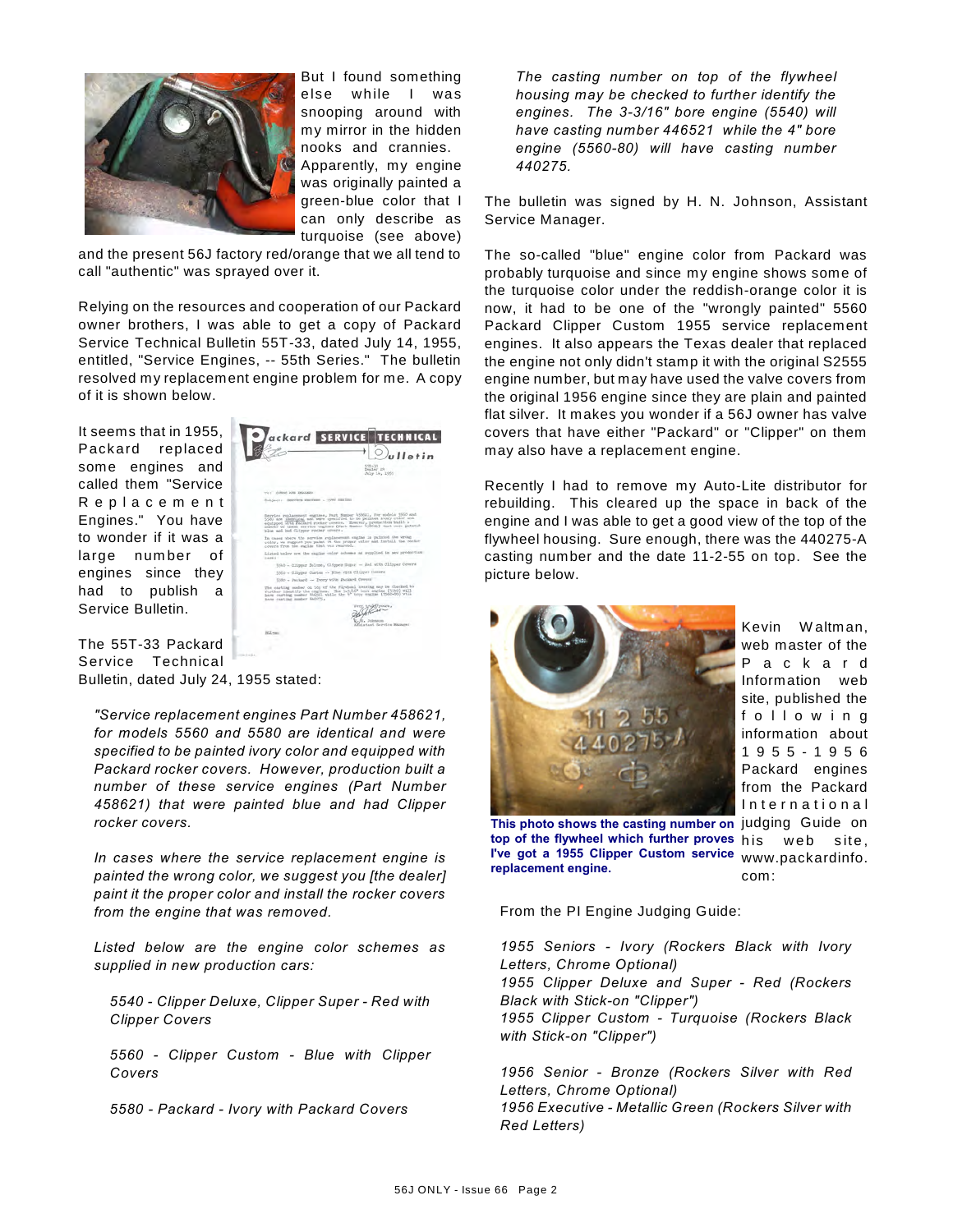But I found something else while I was snooping around with my mirror in the hidden nooks and crannies. Apparently, my engine was originally painted a green-blue color that I can only describe as turquoise (see above) and the present 56J factory red/orange that we all tend to call "authentic" was sprayed over it.

Relying on the resources and cooperation of our Packard owner brothers, I was able to get a copy of Packard Service Technical Bulletin 55T-33, dated July 14, 1955, entitled, "Service Engines, -- 55th Series." The bulletin resolved my replacement engine problem for me. A copy of it is shown below.

It seems that in 1955, Packard replaced some engines and called them "Service Replacement Engines." You have to wonder if it was a large number of engines since they had to publish a Service Bulletin.

The 55T-33 Packard Service Technical Bulletin, dated July 24, 1955 stated:

> *"Service replacement engines Part Number 458621, for models 5560 and 5580 are identical and were specified to be painted ivory color and equipped with Packard rocker covers. However, production built a number of these service engines (Part Number 458621) that were painted blue and had Clipper rocker covers.*
>
> *In cases where the service replacement engine is painted the wrong color, we suggest you [the dealer] paint it the proper color and install the rocker covers from the engine that was removed.*
>
> *Listed below are the engine color schemes as supplied in new production cars:*
>
> *5540 - Clipper Deluxe, Clipper Super - Red with Clipper Covers*
>
> *5560 - Clipper Custom - Blue with Clipper Covers*
>
> *5580 - Packard - Ivory with Packard Covers*
>
> *The casting number on top of the flywheel housing may be checked to further identify the engines. The 3-3/16" bore engine (5540) will have casting number 446521 while the 4" bore engine (5560-80) will have casting number 440275.*

The bulletin was signed by H. N. Johnson, Assistant Service Manager.

The so-called "blue" engine color from Packard was probably turquoise and since my engine shows some of the turquoise color under the reddish-orange color it is now, it had to be one of the "wrongly painted" 5560 Packard Clipper Custom 1955 service replacement engines. It also appears the Texas dealer that replaced the engine not only didn't stamp it with the original S2555 engine number, but may have used the valve covers from the original 1956 engine since they are plain and painted flat silver. It makes you wonder if a 56J owner has valve covers that have either "Packard" or "Clipper" on them may also have a replacement engine.

Recently I had to remove my Auto-Lite distributor for rebuilding. This cleared up the space in back of the engine and I was able to get a good view of the top of the flywheel housing. Sure enough, there was the 440275-A casting number and the date 11-2-55 on top. See the picture below.

**This photo shows the casting number on top of the flywheel which further proves I've got a 1955 Clipper Custom service replacement engine.**

Kevin Waltman, web master of the Packard Information web site, published the following information about 1955-1956 Packard engines from the Packard International judging Guide on his web site, www.packardinfo.com:

From the PI Engine Judging Guide:

*1955 Seniors - Ivory (Rockers Black with Ivory Letters, Chrome Optional)*
*1955 Clipper Deluxe and Super - Red (Rockers Black with Stick-on "Clipper")*
*1955 Clipper Custom - Turquoise (Rockers Black with Stick-on "Clipper")*

*1956 Senior - Bronze (Rockers Silver with Red Letters, Chrome Optional)*
*1956 Executive - Metallic Green (Rockers Silver with Red Letters)*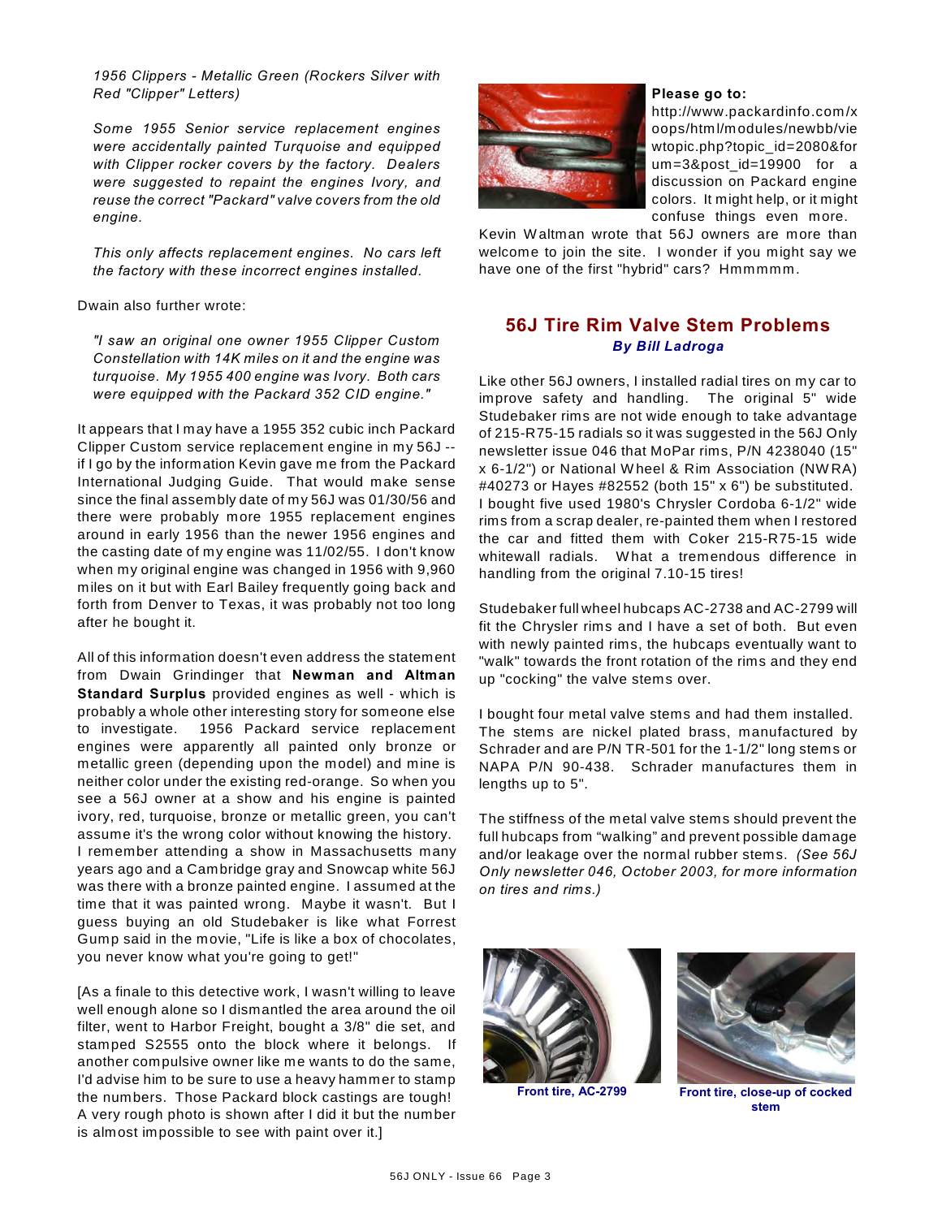*1956 Clippers - Metallic Green (Rockers Silver with Red "Clipper" Letters)*

*Some 1955 Senior service replacement engines were accidentally painted Turquoise and equipped with Clipper rocker covers by the factory. Dealers were suggested to repaint the engines Ivory, and reuse the correct "Packard" valve covers from the old engine.*

*This only affects replacement engines. No cars left the factory with these incorrect engines installed.*

Dwain also further wrote:

*"I saw an original one owner 1955 Clipper Custom Constellation with 14K miles on it and the engine was turquoise. My 1955 400 engine was Ivory. Both cars were equipped with the Packard 352 CID engine."*

It appears that I may have a 1955 352 cubic inch Packard Clipper Custom service replacement engine in my 56J -- if I go by the information Kevin gave me from the Packard International Judging Guide. That would make sense since the final assembly date of my 56J was 01/30/56 and there were probably more 1955 replacement engines around in early 1956 than the newer 1956 engines and the casting date of my engine was 11/02/55. I don't know when my original engine was changed in 1956 with 9,960 miles on it but with Earl Bailey frequently going back and forth from Denver to Texas, it was probably not too long after he bought it.

All of this information doesn't even address the statement from Dwain Grindinger that **Newman and Altman Standard Surplus** provided engines as well - which is probably a whole other interesting story for someone else to investigate. 1956 Packard service replacement engines were apparently all painted only bronze or metallic green (depending upon the model) and mine is neither color under the existing red-orange. So when you see a 56J owner at a show and his engine is painted ivory, red, turquoise, bronze or metallic green, you can't assume it's the wrong color without knowing the history. I remember attending a show in Massachusetts many years ago and a Cambridge gray and Snowcap white 56J was there with a bronze painted engine. I assumed at the time that it was painted wrong. Maybe it wasn't. But I guess buying an old Studebaker is like what Forrest Gump said in the movie, "Life is like a box of chocolates, you never know what you're going to get!"

[As a finale to this detective work, I wasn't willing to leave well enough alone so I dismantled the area around the oil filter, went to Harbor Freight, bought a 3/8" die set, and stamped S2555 onto the block where it belongs. If another compulsive owner like me wants to do the same, I'd advise him to be sure to use a heavy hammer to stamp the numbers. Those Packard block castings are tough! A very rough photo is shown after I did it but the number is almost impossible to see with paint over it.]

**Please go to:** http://www.packardinfo.com/xoops/html/modules/newbb/viewtopic.php?topic_id=2080&forum=3&post_id=19900 for a discussion on Packard engine colors. It might help, or it might confuse things even more.

Kevin Waltman wrote that 56J owners are more than welcome to join the site. I wonder if you might say we have one of the first "hybrid" cars? Hmmmmm.

## 56J Tire Rim Valve Stem Problems

***By Bill Ladroga***

Like other 56J owners, I installed radial tires on my car to improve safety and handling. The original 5" wide Studebaker rims are not wide enough to take advantage of 215-R75-15 radials so it was suggested in the 56J Only newsletter issue 046 that MoPar rims, P/N 4238040 (15" x 6-1/2") or National Wheel & Rim Association (NWRA) #40273 or Hayes #82552 (both 15" x 6") be substituted. I bought five used 1980's Chrysler Cordoba 6-1/2" wide rims from a scrap dealer, re-painted them when I restored the car and fitted them with Coker 215-R75-15 wide whitewall radials. What a tremendous difference in handling from the original 7.10-15 tires!

Studebaker full wheel hubcaps AC-2738 and AC-2799 will fit the Chrysler rims and I have a set of both. But even with newly painted rims, the hubcaps eventually want to "walk" towards the front rotation of the rims and they end up "cocking" the valve stems over.

I bought four metal valve stems and had them installed. The stems are nickel plated brass, manufactured by Schrader and are P/N TR-501 for the 1-1/2" long stems or NAPA P/N 90-438. Schrader manufactures them in lengths up to 5".

The stiffness of the metal valve stems should prevent the full hubcaps from "walking" and prevent possible damage and/or leakage over the normal rubber stems. *(See 56J Only newsletter 046, October 2003, for more information on tires and rims.)*

Front tire, AC-2799

Front tire, close-up of cocked stem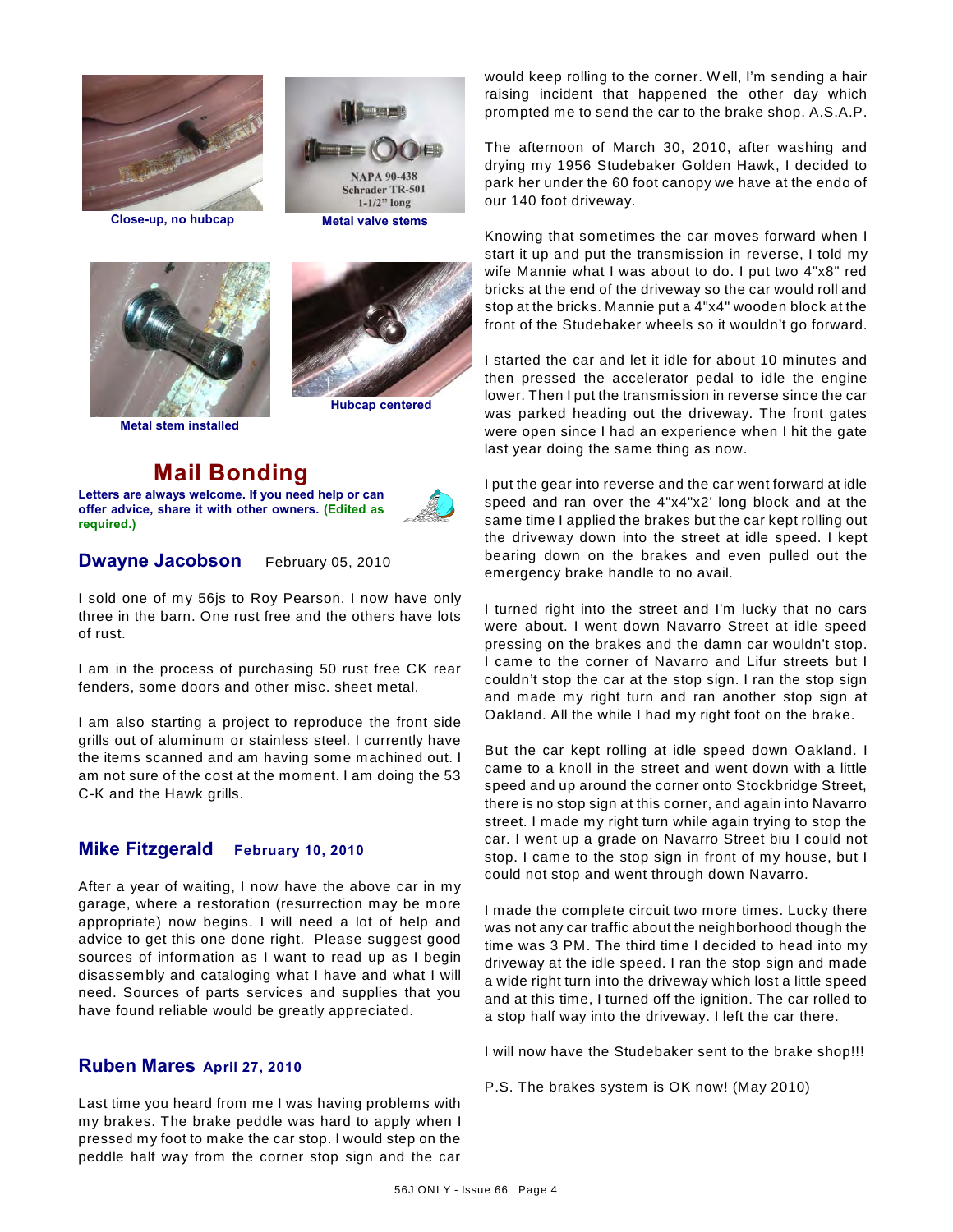Close-up, no hubcap

NAPA 90-438
Schrader TR-501
1-1/2" long

Metal valve stems

Metal stem installed

Hubcap centered

# Mail Bonding

**Letters are always welcome. If you need help or can offer advice, share it with other owners. (Edited as required.)**

## Dwayne Jacobson February 05, 2010

I sold one of my 56js to Roy Pearson. I now have only three in the barn. One rust free and the others have lots of rust.

I am in the process of purchasing 50 rust free CK rear fenders, some doors and other misc. sheet metal.

I am also starting a project to reproduce the front side grills out of aluminum or stainless steel. I currently have the items scanned and am having some machined out. I am not sure of the cost at the moment. I am doing the 53 C-K and the Hawk grills.

## Mike Fitzgerald February 10, 2010

After a year of waiting, I now have the above car in my garage, where a restoration (resurrection may be more appropriate) now begins. I will need a lot of help and advice to get this one done right. Please suggest good sources of information as I want to read up as I begin disassembly and cataloging what I have and what I will need. Sources of parts services and supplies that you have found reliable would be greatly appreciated.

## Ruben Mares April 27, 2010

Last time you heard from me I was having problems with my brakes. The brake peddle was hard to apply when I pressed my foot to make the car stop. I would step on the peddle half way from the corner stop sign and the car would keep rolling to the corner. Well, I'm sending a hair raising incident that happened the other day which prompted me to send the car to the brake shop. A.S.A.P.

The afternoon of March 30, 2010, after washing and drying my 1956 Studebaker Golden Hawk, I decided to park her under the 60 foot canopy we have at the endo of our 140 foot driveway.

Knowing that sometimes the car moves forward when I start it up and put the transmission in reverse, I told my wife Mannie what I was about to do. I put two 4"x8" red bricks at the end of the driveway so the car would roll and stop at the bricks. Mannie put a 4"x4" wooden block at the front of the Studebaker wheels so it wouldn't go forward.

I started the car and let it idle for about 10 minutes and then pressed the accelerator pedal to idle the engine lower. Then I put the transmission in reverse since the car was parked heading out the driveway. The front gates were open since I had an experience when I hit the gate last year doing the same thing as now.

I put the gear into reverse and the car went forward at idle speed and ran over the 4"x4"x2' long block and at the same time I applied the brakes but the car kept rolling out the driveway down into the street at idle speed. I kept bearing down on the brakes and even pulled out the emergency brake handle to no avail.

I turned right into the street and I'm lucky that no cars were about. I went down Navarro Street at idle speed pressing on the brakes and the damn car wouldn't stop. I came to the corner of Navarro and Lifur streets but I couldn't stop the car at the stop sign. I ran the stop sign and made my right turn and ran another stop sign at Oakland. All the while I had my right foot on the brake.

But the car kept rolling at idle speed down Oakland. I came to a knoll in the street and went down with a little speed and up around the corner onto Stockbridge Street, there is no stop sign at this corner, and again into Navarro street. I made my right turn while again trying to stop the car. I went up a grade on Navarro Street biu I could not stop. I came to the stop sign in front of my house, but I could not stop and went through down Navarro.

I made the complete circuit two more times. Lucky there was not any car traffic about the neighborhood though the time was 3 PM. The third time I decided to head into my driveway at the idle speed. I ran the stop sign and made a wide right turn into the driveway which lost a little speed and at this time, I turned off the ignition. The car rolled to a stop half way into the driveway. I left the car there.

I will now have the Studebaker sent to the brake shop!!!

P.S. The brakes system is OK now! (May 2010)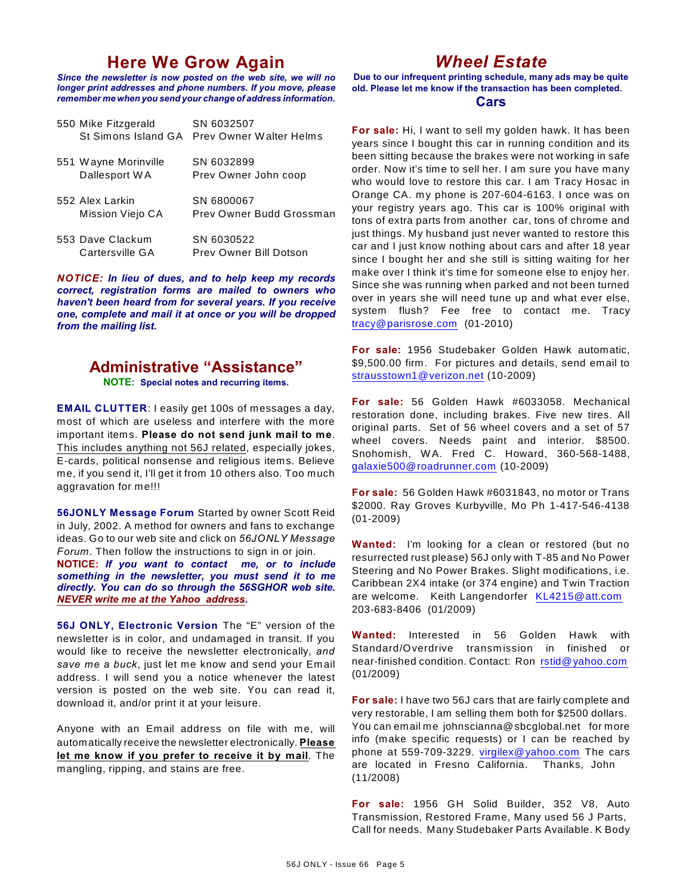## Here We Grow Again

***Since the newsletter is now posted on the web site, we will no longer print addresses and phone numbers. If you move, please remember me when you send your change of address information.***

| | |
|---|---|
| 550 Mike Fitzgerald<br>St Simons Island GA | SN 6032507<br>Prev Owner Walter Helms |
| 551 Wayne Morinville<br>Dallesport WA | SN 6032899<br>Prev Owner John coop |
| 552 Alex Larkin<br>Mission Viejo CA | SN 6800067<br>Prev Owner Budd Grossman |
| 553 Dave Clackum<br>Cartersville GA | SN 6030522<br>Prev Owner Bill Dotson |

***NOTICE:** **In lieu of dues, and to help keep my records correct, registration forms are mailed to owners who haven't been heard from for several years. If you receive one, complete and mail it at once or you will be dropped from the mailing list.***

## Administrative "Assistance"

**NOTE: Special notes and recurring items.**

**EMAIL CLUTTER**: I easily get 100s of messages a day, most of which are useless and interfere with the more important items. **Please do not send junk mail to me**. This includes anything not 56J related, especially jokes, E-cards, political nonsense and religious items. Believe me, if you send it, I'll get it from 10 others also. Too much aggravation for me!!!

**56JONLY Message Forum** Started by owner Scott Reid in July, 2002. A method for owners and fans to exchange ideas. Go to our web site and click on *56JONLY Message Forum*. Then follow the instructions to sign in or join.

**NOTICE:** ***If you want to contact me, or to include something in the newsletter, you must send it to me directly. You can do so through the 56SGHOR web site. NEVER write me at the Yahoo address.***

**56J ONLY, Electronic Version** The "E" version of the newsletter is in color, and undamaged in transit. If you would like to receive the newsletter electronically, *and save me a buck*, just let me know and send your Email address. I will send you a notice whenever the latest version is posted on the web site. You can read it, download it, and/or print it at your leisure.

Anyone with an Email address on file with me, will automatically receive the newsletter electronically. **Please let me know if you prefer to receive it by mail**. The mangling, ripping, and stains are free.

## *Wheel Estate*

**Due to our infrequent printing schedule, many ads may be quite old. Please let me know if the transaction has been completed.**

### Cars

**For sale:** Hi, I want to sell my golden hawk. It has been years since I bought this car in running condition and its been sitting because the brakes were not working in safe order. Now it's time to sell her. I am sure you have many who would love to restore this car. I am Tracy Hosac in Orange CA. my phone is 207-604-6163. I once was on your registry years ago. This car is 100% original with tons of extra parts from another car, tons of chrome and just things. My husband just never wanted to restore this car and I just know nothing about cars and after 18 year since I bought her and she still is sitting waiting for her make over I think it's time for someone else to enjoy her. Since she was running when parked and not been turned over in years she will need tune up and what ever else, system flush? Fee free to contact me. Tracy tracy@parisrose.com (01-2010)

**For sale:** 1956 Studebaker Golden Hawk automatic, $9,500.00 firm. For pictures and details, send email to strausstown1@verizon.net (10-2009)

**For sale:** 56 Golden Hawk #6033058. Mechanical restoration done, including brakes. Five new tires. All original parts. Set of 56 wheel covers and a set of 57 wheel covers. Needs paint and interior. $8500. Snohomish, WA. Fred C. Howard, 360-568-1488, galaxie500@roadrunner.com (10-2009)

**For sale:** 56 Golden Hawk #6031843, no motor or Trans $2000. Ray Groves Kurbyville, Mo Ph 1-417-546-4138 (01-2009)

**Wanted:** I'm looking for a clean or restored (but no resurrected rust please) 56J only with T-85 and No Power Steering and No Power Brakes. Slight modifications, i.e. Caribbean 2X4 intake (or 374 engine) and Twin Traction are welcome. Keith Langendorfer KL4215@att.com 203-683-8406 (01/2009)

**Wanted:** Interested in 56 Golden Hawk with Standard/Overdrive transmission in finished or near-finished condition. Contact: Ron rstid@yahoo.com (01/2009)

**For sale:** I have two 56J cars that are fairly complete and very restorable, I am selling them both for $2500 dollars. You can email me johnscianna@sbcglobal.net for more info (make specific requests) or I can be reached by phone at 559-709-3229. virgilex@yahoo.com The cars are located in Fresno California. Thanks, John (11/2008)

**For sale:** 1956 GH Solid Builder, 352 V8, Auto Transmission, Restored Frame, Many used 56 J Parts, Call for needs. Many Studebaker Parts Available. K Body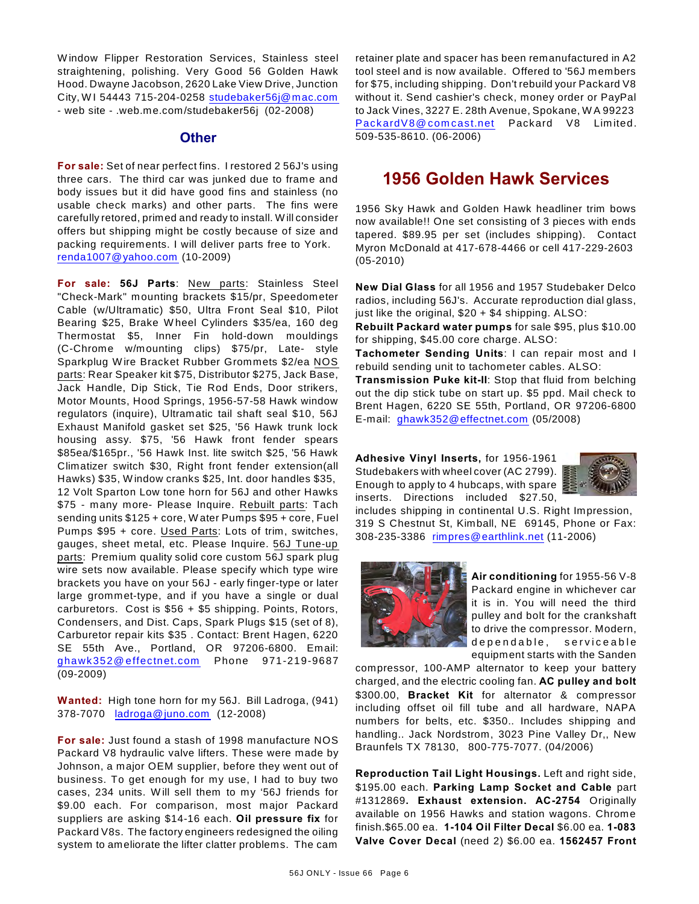Window Flipper Restoration Services, Stainless steel straightening, polishing. Very Good 56 Golden Hawk Hood. Dwayne Jacobson, 2620 Lake View Drive, Junction City, WI 54443 715-204-0258 studebaker56j@mac.com - web site - .web.me.com/studebaker56j (02-2008)

## Other

**For sale:** Set of near perfect fins. I restored 2 56J's using three cars. The third car was junked due to frame and body issues but it did have good fins and stainless (no usable check marks) and other parts. The fins were carefully retored, primed and ready to install. Will consider offers but shipping might be costly because of size and packing requirements. I will deliver parts free to York. renda1007@yahoo.com (10-2009)

**For sale: 56J Parts**: New parts: Stainless Steel "Check-Mark" mounting brackets $15/pr, Speedometer Cable (w/Ultramatic) $50, Ultra Front Seal $10, Pilot Bearing $25, Brake Wheel Cylinders $35/ea, 160 deg Thermostat $5, Inner Fin hold-down mouldings (C-Chrome w/mounting clips) $75/pr, Late- style Sparkplug Wire Bracket Rubber Grommets $2/ea NOS parts: Rear Speaker kit $75, Distributor $275, Jack Base, Jack Handle, Dip Stick, Tie Rod Ends, Door strikers, Motor Mounts, Hood Springs, 1956-57-58 Hawk window regulators (inquire), Ultramatic tail shaft seal $10, 56J Exhaust Manifold gasket set $25, '56 Hawk trunk lock housing assy. $75, '56 Hawk front fender spears $85ea/$165pr., '56 Hawk Inst. lite switch $25, '56 Hawk Climatizer switch $30, Right front fender extension(all Hawks) $35, Window cranks $25, Int. door handles $35, 12 Volt Sparton Low tone horn for 56J and other Hawks $75 - many more- Please Inquire. Rebuilt parts: Tach sending units $125 + core, Water Pumps $95 + core, Fuel Pumps $95 + core. Used Parts: Lots of trim, switches, gauges, sheet metal, etc. Please Inquire. 56J Tune-up parts: Premium quality solid core custom 56J spark plug wire sets now available. Please specify which type wire brackets you have on your 56J - early finger-type or later large grommet-type, and if you have a single or dual carburetors. Cost is $56 + $5 shipping. Points, Rotors, Condensers, and Dist. Caps, Spark Plugs $15 (set of 8), Carburetor repair kits $35 . Contact: Brent Hagen, 6220 SE 55th Ave., Portland, OR 97206-6800. Email: ghawk352@effectnet.com Phone 971-219-9687 (09-2009)

**Wanted:** High tone horn for my 56J. Bill Ladroga, (941) 378-7070 ladroga@juno.com (12-2008)

**For sale:** Just found a stash of 1998 manufacture NOS Packard V8 hydraulic valve lifters. These were made by Johnson, a major OEM supplier, before they went out of business. To get enough for my use, I had to buy two cases, 234 units. Will sell them to my '56J friends for $9.00 each. For comparison, most major Packard suppliers are asking $14-16 each. **Oil pressure fix** for Packard V8s. The factory engineers redesigned the oiling system to ameliorate the lifter clatter problems. The cam retainer plate and spacer has been remanufactured in A2 tool steel and is now available. Offered to '56J members for $75, including shipping. Don't rebuild your Packard V8 without it. Send cashier's check, money order or PayPal to Jack Vines, 3227 E. 28th Avenue, Spokane, WA 99223 PackardV8@comcast.net Packard V8 Limited. 509-535-8610. (06-2006)

# 1956 Golden Hawk Services

1956 Sky Hawk and Golden Hawk headliner trim bows now available!! One set consisting of 3 pieces with ends tapered. $89.95 per set (includes shipping). Contact Myron McDonald at 417-678-4466 or cell 417-229-2603 (05-2010)

**New Dial Glass** for all 1956 and 1957 Studebaker Delco radios, including 56J's. Accurate reproduction dial glass, just like the original, $20 + $4 shipping. ALSO:
**Rebuilt Packard water pumps** for sale $95, plus $10.00 for shipping, $45.00 core charge. ALSO:
**Tachometer Sending Units**: I can repair most and I rebuild sending unit to tachometer cables. ALSO:
**Transmission Puke kit-II**: Stop that fluid from belching out the dip stick tube on start up. $5 ppd. Mail check to Brent Hagen, 6220 SE 55th, Portland, OR 97206-6800 E-mail: ghawk352@effectnet.com (05/2008)

**Adhesive Vinyl Inserts,** for 1956-1961 Studebakers with wheel cover (AC 2799). Enough to apply to 4 hubcaps, with spare inserts. Directions included $27.50, includes shipping in continental U.S. Right Impression, 319 S Chestnut St, Kimball, NE 69145, Phone or Fax: 308-235-3386 rimpres@earthlink.net (11-2006)

**Air conditioning** for 1955-56 V-8 Packard engine in whichever car it is in. You will need the third pulley and bolt for the crankshaft to drive the compressor. Modern, dependable, serviceable equipment starts with the Sanden compressor, 100-AMP alternator to keep your battery charged, and the electric cooling fan. **AC pulley and bolt** $300.00, **Bracket Kit** for alternator & compressor including offset oil fill tube and all hardware, NAPA numbers for belts, etc. $350.. Includes shipping and handling.. Jack Nordstrom, 3023 Pine Valley Dr,, New Braunfels TX 78130, 800-775-7077. (04/2006)

**Reproduction Tail Light Housings.** Left and right side, $195.00 each. **Parking Lamp Socket and Cable** part #1312869**. Exhaust extension. AC-2754** Originally available on 1956 Hawks and station wagons. Chrome finish.$65.00 ea. **1-104 Oil Filter Decal** $6.00 ea. **1-083 Valve Cover Decal** (need 2) $6.00 ea. **1562457 Front**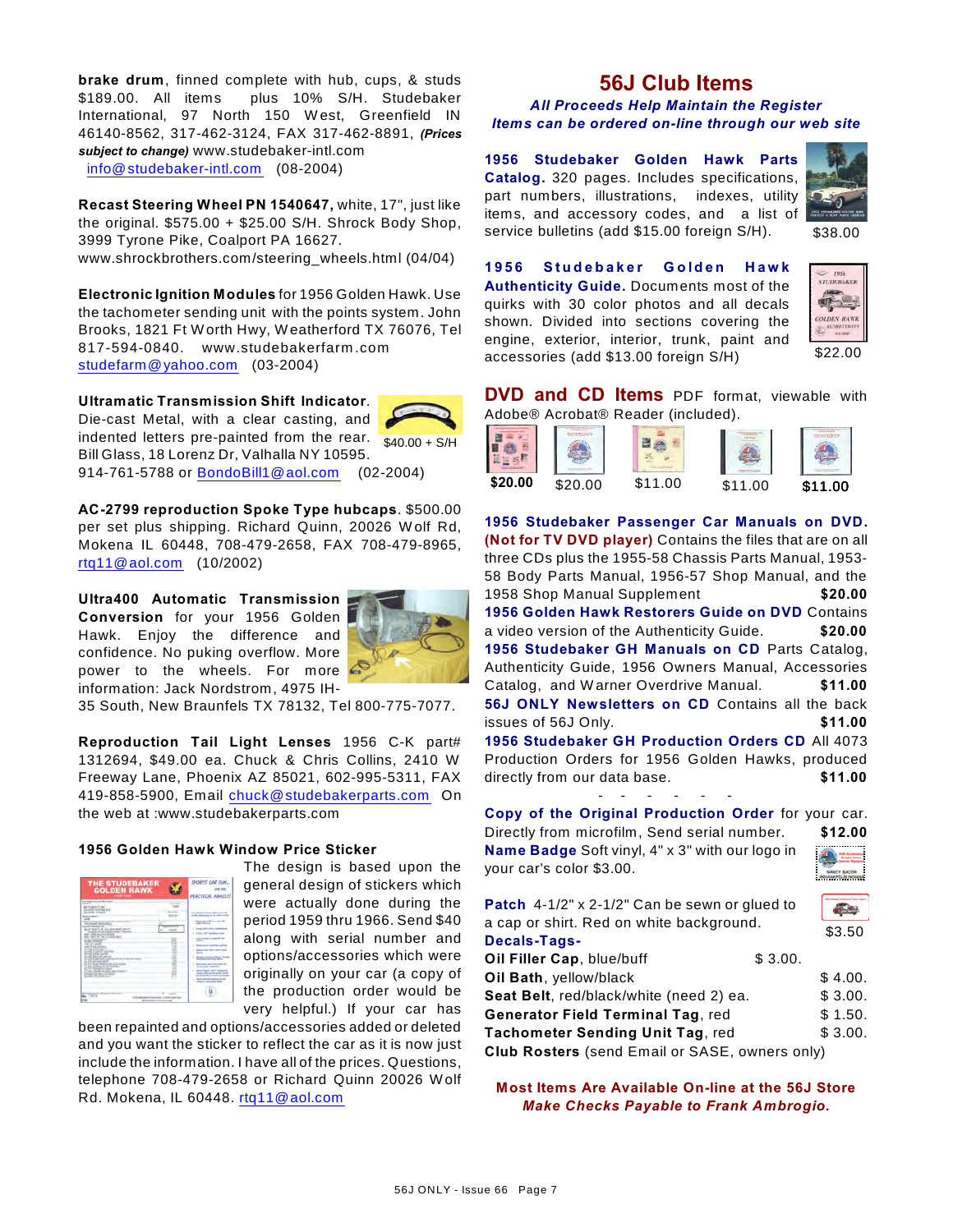**brake drum**, finned complete with hub, cups, & studs $189.00. All items plus 10% S/H. Studebaker International, 97 North 150 West, Greenfield IN 46140-8562, 317-462-3124, FAX 317-462-8891, ***(Prices subject to change)*** www.studebaker-intl.com info@studebaker-intl.com (08-2004)

**Recast Steering Wheel PN 1540647,** white, 17", just like the original. $575.00 + $25.00 S/H. Shrock Body Shop, 3999 Tyrone Pike, Coalport PA 16627. www.shrockbrothers.com/steering_wheels.html (04/04)

**Electronic Ignition Modules** for 1956 Golden Hawk. Use the tachometer sending unit with the points system. John Brooks, 1821 Ft Worth Hwy, Weatherford TX 76076, Tel 817-594-0840. www.studebakerfarm.com studefarm@yahoo.com (03-2004)

**Ultramatic Transmission Shift Indicator**. Die-cast Metal, with a clear casting, and indented letters pre-painted from the rear. Bill Glass, 18 Lorenz Dr, Valhalla NY 10595. 914-761-5788 or BondoBill1@aol.com (02-2004)

$40.00 + S/H

**AC-2799 reproduction Spoke Type hubcaps**. $500.00 per set plus shipping. Richard Quinn, 20026 Wolf Rd, Mokena IL 60448, 708-479-2658, FAX 708-479-8965, rtq11@aol.com (10/2002)

**Ultra400 Automatic Transmission Conversion** for your 1956 Golden Hawk. Enjoy the difference and confidence. No puking overflow. More power to the wheels. For more information: Jack Nordstrom, 4975 IH-35 South, New Braunfels TX 78132, Tel 800-775-7077.

**Reproduction Tail Light Lenses** 1956 C-K part# 1312694, $49.00 ea. Chuck & Chris Collins, 2410 W Freeway Lane, Phoenix AZ 85021, 602-995-5311, FAX 419-858-5900, Email chuck@studebakerparts.com On the web at :www.studebakerparts.com

**1956 Golden Hawk Window Price Sticker**

The design is based upon the general design of stickers which were actually done during the period 1959 thru 1966. Send $40 along with serial number and options/accessories which were originally on your car (a copy of the production order would be very helpful.) If your car has been repainted and options/accessories added or deleted and you want the sticker to reflect the car as it is now just include the information. I have all of the prices. Questions, telephone 708-479-2658 or Richard Quinn 20026 Wolf Rd. Mokena, IL 60448. rtq11@aol.com

# 56J Club Items

***All Proceeds Help Maintain the Register***
***Items can be ordered on-line through our web site***

**1956 Studebaker Golden Hawk Parts Catalog.** 320 pages. Includes specifications, part numbers, illustrations, indexes, utility items, and accessory codes, and a list of service bulletins (add $15.00 foreign S/H). $38.00

**1956 Studebaker Golden Hawk Authenticity Guide.** Documents most of the quirks with 30 color photos and all decals shown. Divided into sections covering the engine, exterior, interior, trunk, paint and accessories (add $13.00 foreign S/H) $22.00

**DVD and CD Items** PDF format, viewable with Adobe® Acrobat® Reader (included).

**$20.00** $20.00 $11.00 $11.00 **$11.00**

**1956 Studebaker Passenger Car Manuals on DVD. (Not for TV DVD player)** Contains the files that are on all three CDs plus the 1955-58 Chassis Parts Manual, 1953-58 Body Parts Manual, 1956-57 Shop Manual, and the 1958 Shop Manual Supplement **$20.00**

**1956 Golden Hawk Restorers Guide on DVD** Contains a video version of the Authenticity Guide. **$20.00**

**1956 Studebaker GH Manuals on CD** Parts Catalog, Authenticity Guide, 1956 Owners Manual, Accessories Catalog, and Warner Overdrive Manual. **$11.00**

**56J ONLY Newsletters on CD** Contains all the back issues of 56J Only. **$11.00**

**1956 Studebaker GH Production Orders CD** All 4073 Production Orders for 1956 Golden Hawks, produced directly from our data base. **$11.00**

\- - - - - -

**Copy of the Original Production Order** for your car. Directly from microfilm, Send serial number. **$12.00**

**Name Badge** Soft vinyl, 4" x 3" with our logo in your car's color $3.00.

**Patch** 4-1/2" x 2-1/2" Can be sewn or glued to a cap or shirt. Red on white background. $3.50

**Decals-Tags-**

| | |
|---|---|
| **Oil Filler Cap**, blue/buff | $ 3.00. |
| **Oil Bath**, yellow/black | $ 4.00. |
| **Seat Belt**, red/black/white (need 2) ea. | $ 3.00. |
| **Generator Field Terminal Tag**, red | $ 1.50. |
| **Tachometer Sending Unit Tag**, red | $ 3.00. |

**Club Rosters** (send Email or SASE, owners only)

**Most Items Are Available On-line at the 56J Store**
***Make Checks Payable to Frank Ambrogio.***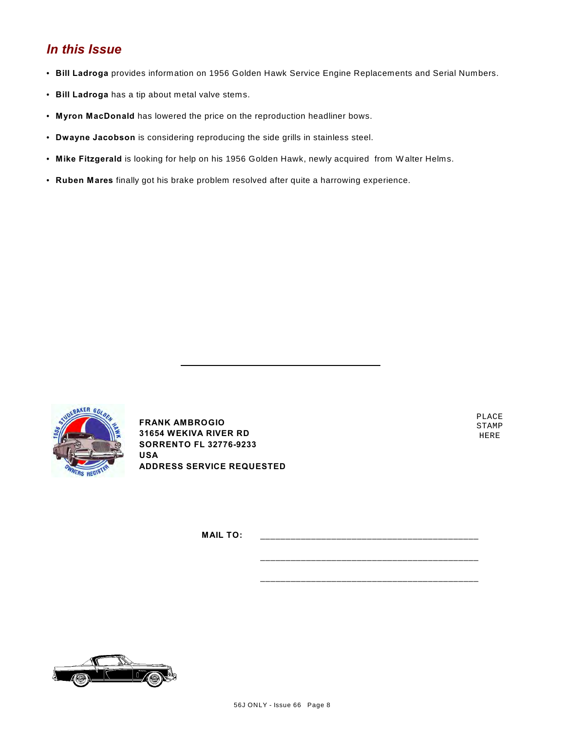## *In this Issue*

- **Bill Ladroga** provides information on 1956 Golden Hawk Service Engine Replacements and Serial Numbers.
- **Bill Ladroga** has a tip about metal valve stems.
- **Myron MacDonald** has lowered the price on the reproduction headliner bows.
- **Dwayne Jacobson** is considering reproducing the side grills in stainless steel.
- **Mike Fitzgerald** is looking for help on his 1956 Golden Hawk, newly acquired from Walter Helms.
- **Ruben Mares** finally got his brake problem resolved after quite a harrowing experience.

---

**FRANK AMBROGIO**
**31654 WEKIVA RIVER RD**
**SORRENTO FL 32776-9233**
**USA**
**ADDRESS SERVICE REQUESTED**

PLACE
STAMP
HERE

**MAIL TO:** ____________________________________________

____________________________________________

____________________________________________